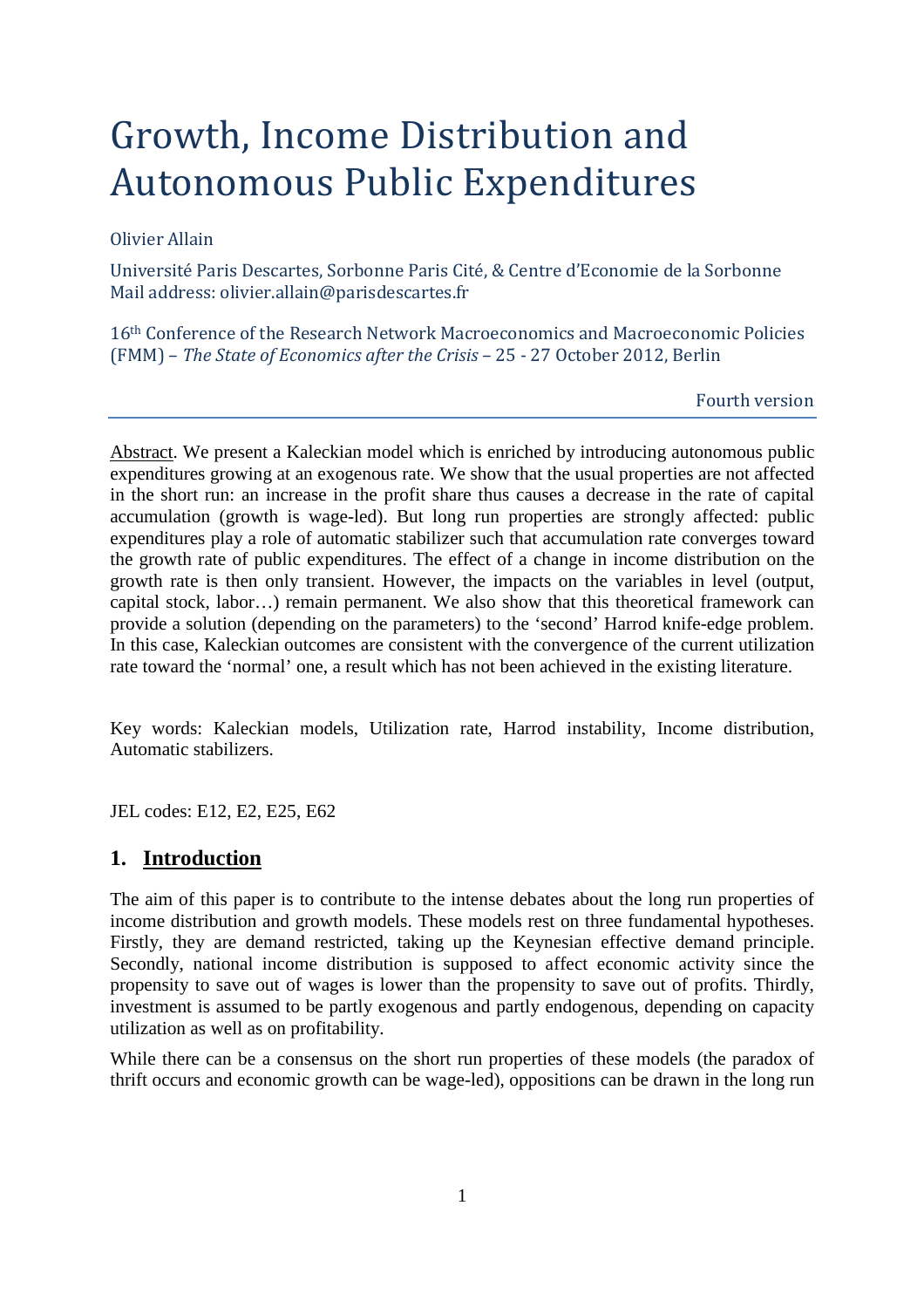# Growth, Income Distribution and Autonomous Public Expenditures

Olivier Allain

Université Paris Descartes, Sorbonne Paris Cité, & Centre d'Economie de la Sorbonne
Mail address: olivier.allain@parisdescartes.fr

16th Conference of the Research Network Macroeconomics and Macroeconomic Policies (FMM) – *The State of Economics after the Crisis* – 25 - 27 October 2012, Berlin

Fourth version

---

Abstract. We present a Kaleckian model which is enriched by introducing autonomous public expenditures growing at an exogenous rate. We show that the usual properties are not affected in the short run: an increase in the profit share thus causes a decrease in the rate of capital accumulation (growth is wage-led). But long run properties are strongly affected: public expenditures play a role of automatic stabilizer such that accumulation rate converges toward the growth rate of public expenditures. The effect of a change in income distribution on the growth rate is then only transient. However, the impacts on the variables in level (output, capital stock, labor…) remain permanent. We also show that this theoretical framework can provide a solution (depending on the parameters) to the 'second' Harrod knife-edge problem. In this case, Kaleckian outcomes are consistent with the convergence of the current utilization rate toward the 'normal' one, a result which has not been achieved in the existing literature.

Key words: Kaleckian models, Utilization rate, Harrod instability, Income distribution, Automatic stabilizers.

JEL codes: E12, E2, E25, E62

## 1. Introduction

The aim of this paper is to contribute to the intense debates about the long run properties of income distribution and growth models. These models rest on three fundamental hypotheses. Firstly, they are demand restricted, taking up the Keynesian effective demand principle. Secondly, national income distribution is supposed to affect economic activity since the propensity to save out of wages is lower than the propensity to save out of profits. Thirdly, investment is assumed to be partly exogenous and partly endogenous, depending on capacity utilization as well as on profitability.

While there can be a consensus on the short run properties of these models (the paradox of thrift occurs and economic growth can be wage-led), oppositions can be drawn in the long run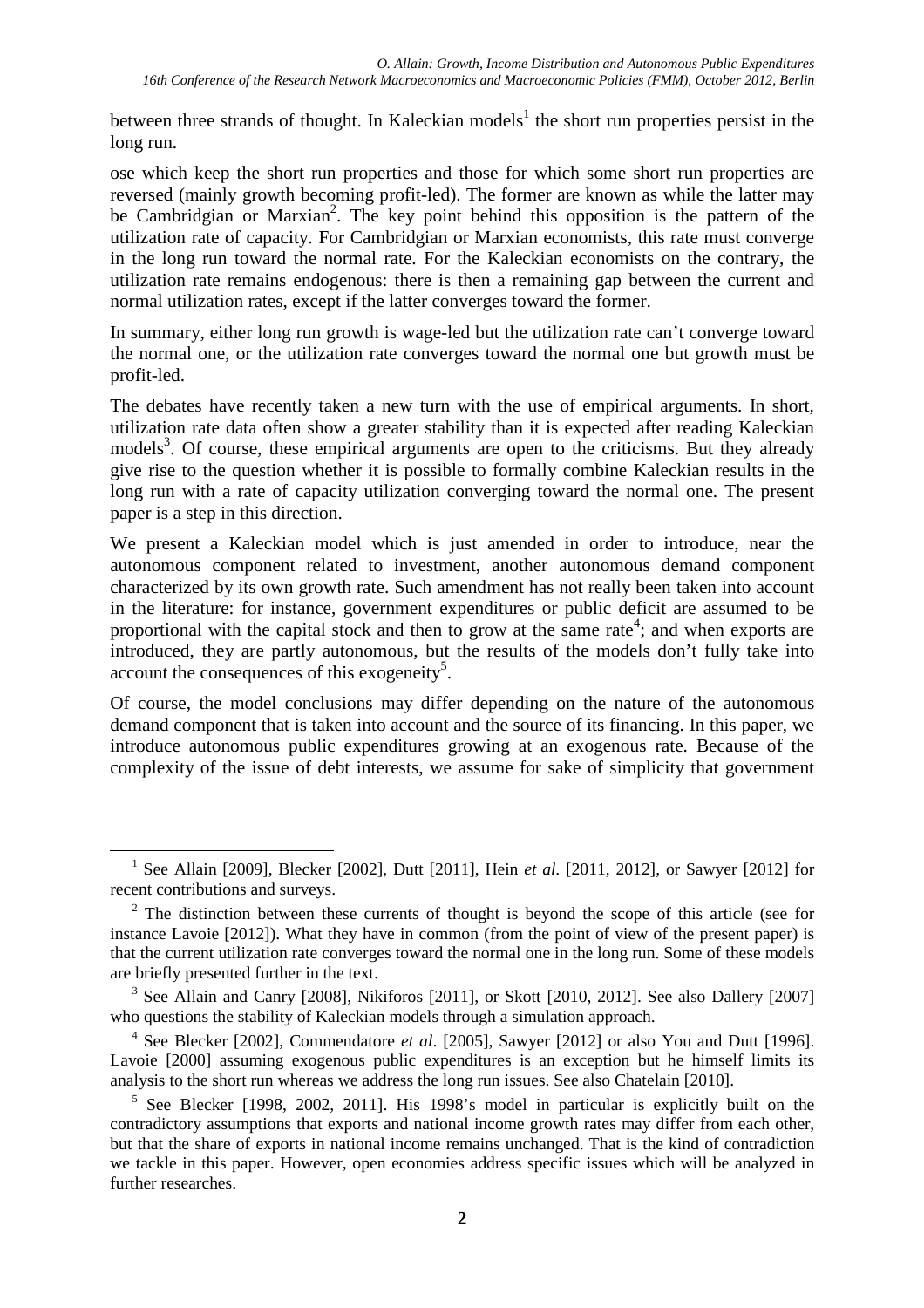between three strands of thought. In Kaleckian models[1] the short run properties persist in the long run.

ose which keep the short run properties and those for which some short run properties are reversed (mainly growth becoming profit-led). The former are known as while the latter may be Cambridgian or Marxian[2]. The key point behind this opposition is the pattern of the utilization rate of capacity. For Cambridgian or Marxian economists, this rate must converge in the long run toward the normal rate. For the Kaleckian economists on the contrary, the utilization rate remains endogenous: there is then a remaining gap between the current and normal utilization rates, except if the latter converges toward the former.

In summary, either long run growth is wage-led but the utilization rate can't converge toward the normal one, or the utilization rate converges toward the normal one but growth must be profit-led.

The debates have recently taken a new turn with the use of empirical arguments. In short, utilization rate data often show a greater stability than it is expected after reading Kaleckian models[3]. Of course, these empirical arguments are open to the criticisms. But they already give rise to the question whether it is possible to formally combine Kaleckian results in the long run with a rate of capacity utilization converging toward the normal one. The present paper is a step in this direction.

We present a Kaleckian model which is just amended in order to introduce, near the autonomous component related to investment, another autonomous demand component characterized by its own growth rate. Such amendment has not really been taken into account in the literature: for instance, government expenditures or public deficit are assumed to be proportional with the capital stock and then to grow at the same rate[4]; and when exports are introduced, they are partly autonomous, but the results of the models don't fully take into account the consequences of this exogeneity[5].

Of course, the model conclusions may differ depending on the nature of the autonomous demand component that is taken into account and the source of its financing. In this paper, we introduce autonomous public expenditures growing at an exogenous rate. Because of the complexity of the issue of debt interests, we assume for sake of simplicity that government

---

[1] See Allain [2009], Blecker [2002], Dutt [2011], Hein *et al.* [2011, 2012], or Sawyer [2012] for recent contributions and surveys.

[2] The distinction between these currents of thought is beyond the scope of this article (see for instance Lavoie [2012]). What they have in common (from the point of view of the present paper) is that the current utilization rate converges toward the normal one in the long run. Some of these models are briefly presented further in the text.

[3] See Allain and Canry [2008], Nikiforos [2011], or Skott [2010, 2012]. See also Dallery [2007] who questions the stability of Kaleckian models through a simulation approach.

[4] See Blecker [2002], Commendatore *et al*. [2005], Sawyer [2012] or also You and Dutt [1996]. Lavoie [2000] assuming exogenous public expenditures is an exception but he himself limits its analysis to the short run whereas we address the long run issues. See also Chatelain [2010].

[5] See Blecker [1998, 2002, 2011]. His 1998's model in particular is explicitly built on the contradictory assumptions that exports and national income growth rates may differ from each other, but that the share of exports in national income remains unchanged. That is the kind of contradiction we tackle in this paper. However, open economies address specific issues which will be analyzed in further researches.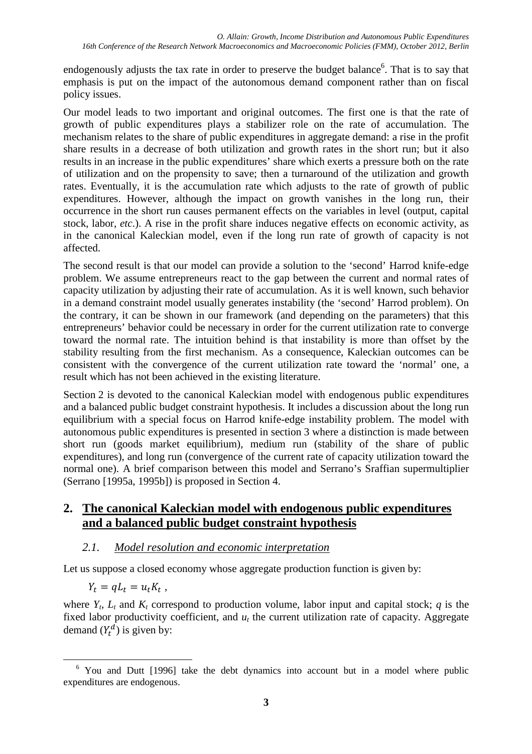endogenously adjusts the tax rate in order to preserve the budget balance[6]. That is to say that emphasis is put on the impact of the autonomous demand component rather than on fiscal policy issues.

Our model leads to two important and original outcomes. The first one is that the rate of growth of public expenditures plays a stabilizer role on the rate of accumulation. The mechanism relates to the share of public expenditures in aggregate demand: a rise in the profit share results in a decrease of both utilization and growth rates in the short run; but it also results in an increase in the public expenditures' share which exerts a pressure both on the rate of utilization and on the propensity to save; then a turnaround of the utilization and growth rates. Eventually, it is the accumulation rate which adjusts to the rate of growth of public expenditures. However, although the impact on growth vanishes in the long run, their occurrence in the short run causes permanent effects on the variables in level (output, capital stock, labor, *etc*.). A rise in the profit share induces negative effects on economic activity, as in the canonical Kaleckian model, even if the long run rate of growth of capacity is not affected.

The second result is that our model can provide a solution to the 'second' Harrod knife-edge problem. We assume entrepreneurs react to the gap between the current and normal rates of capacity utilization by adjusting their rate of accumulation. As it is well known, such behavior in a demand constraint model usually generates instability (the 'second' Harrod problem). On the contrary, it can be shown in our framework (and depending on the parameters) that this entrepreneurs' behavior could be necessary in order for the current utilization rate to converge toward the normal rate. The intuition behind is that instability is more than offset by the stability resulting from the first mechanism. As a consequence, Kaleckian outcomes can be consistent with the convergence of the current utilization rate toward the 'normal' one, a result which has not been achieved in the existing literature.

Section 2 is devoted to the canonical Kaleckian model with endogenous public expenditures and a balanced public budget constraint hypothesis. It includes a discussion about the long run equilibrium with a special focus on Harrod knife-edge instability problem. The model with autonomous public expenditures is presented in section 3 where a distinction is made between short run (goods market equilibrium), medium run (stability of the share of public expenditures), and long run (convergence of the current rate of capacity utilization toward the normal one). A brief comparison between this model and Serrano's Sraffian supermultiplier (Serrano [1995a, 1995b]) is proposed in Section 4.

## 2. The canonical Kaleckian model with endogenous public expenditures and a balanced public budget constraint hypothesis

### *2.1. Model resolution and economic interpretation*

Let us suppose a closed economy whose aggregate production function is given by:

$$Y_t = qL_t = u_t K_t \,,$$

where $Y_t$, $L_t$ and $K_t$ correspond to production volume, labor input and capital stock; $q$ is the fixed labor productivity coefficient, and $u_t$ the current utilization rate of capacity. Aggregate demand ($Y_t^d$) is given by:

[6] You and Dutt [1996] take the debt dynamics into account but in a model where public expenditures are endogenous.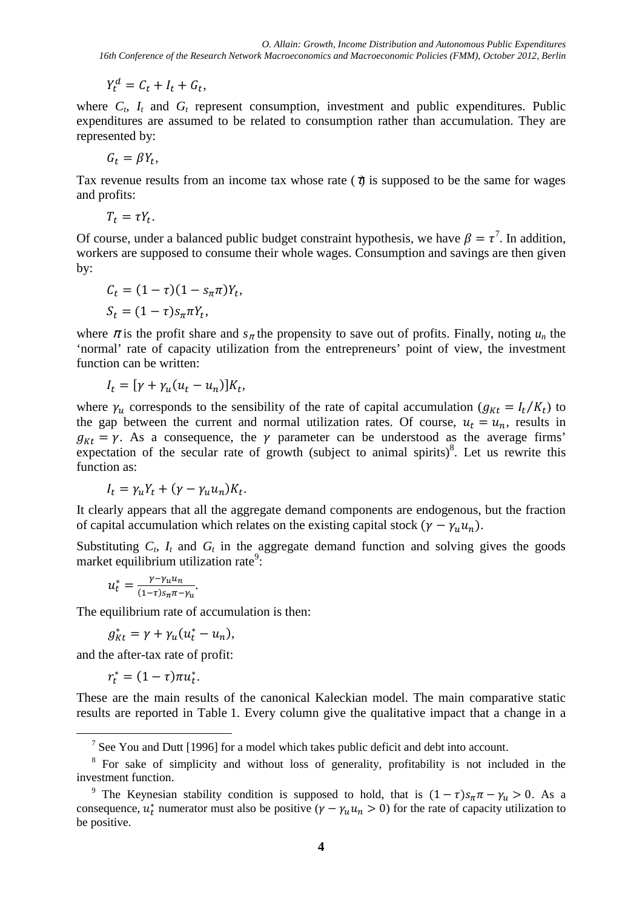$$Y_t^d = C_t + I_t + G_t,$$

where $C_t$, $I_t$ and $G_t$ represent consumption, investment and public expenditures. Public expenditures are assumed to be related to consumption rather than accumulation. They are represented by:

$$G_t = \beta Y_t,$$

Tax revenue results from an income tax whose rate ($\tau$) is supposed to be the same for wages and profits:

$$T_t = \tau Y_t.$$

Of course, under a balanced public budget constraint hypothesis, we have $\beta = \tau$[7]. In addition, workers are supposed to consume their whole wages. Consumption and savings are then given by:

$$C_t = (1-\tau)(1-s_\pi \pi)Y_t,$$

$$S_t = (1-\tau)s_\pi \pi Y_t,$$

where $\pi$ is the profit share and $s_\pi$ the propensity to save out of profits. Finally, noting $u_n$ the 'normal' rate of capacity utilization from the entrepreneurs' point of view, the investment function can be written:

$$I_t = [\gamma + \gamma_u(u_t - u_n)]K_t,$$

where $\gamma_u$ corresponds to the sensibility of the rate of capital accumulation ($g_{Kt} = I_t/K_t$) to the gap between the current and normal utilization rates. Of course, $u_t = u_n$, results in $g_{Kt} = \gamma$. As a consequence, the $\gamma$ parameter can be understood as the average firms' expectation of the secular rate of growth (subject to animal spirits)[8]. Let us rewrite this function as:

$$I_t = \gamma_u Y_t + (\gamma - \gamma_u u_n)K_t.$$

It clearly appears that all the aggregate demand components are endogenous, but the fraction of capital accumulation which relates on the existing capital stock ($\gamma - \gamma_u u_n$).

Substituting $C_t$, $I_t$ and $G_t$ in the aggregate demand function and solving gives the goods market equilibrium utilization rate[9]:

$$u_t^* = \frac{\gamma - \gamma_u u_n}{(1-\tau)s_\pi \pi - \gamma_u}.$$

The equilibrium rate of accumulation is then:

$$g_{Kt}^* = \gamma + \gamma_u(u_t^* - u_n),$$

and the after-tax rate of profit:

$$r_t^* = (1-\tau)\pi u_t^*.$$

These are the main results of the canonical Kaleckian model. The main comparative static results are reported in Table 1. Every column give the qualitative impact that a change in a

---

[7] See You and Dutt [1996] for a model which takes public deficit and debt into account.

[8] For sake of simplicity and without loss of generality, profitability is not included in the investment function.

[9] The Keynesian stability condition is supposed to hold, that is $(1-\tau)s_\pi \pi - \gamma_u > 0$. As a consequence, $u_t^*$ numerator must also be positive ($\gamma - \gamma_u u_n > 0$) for the rate of capacity utilization to be positive.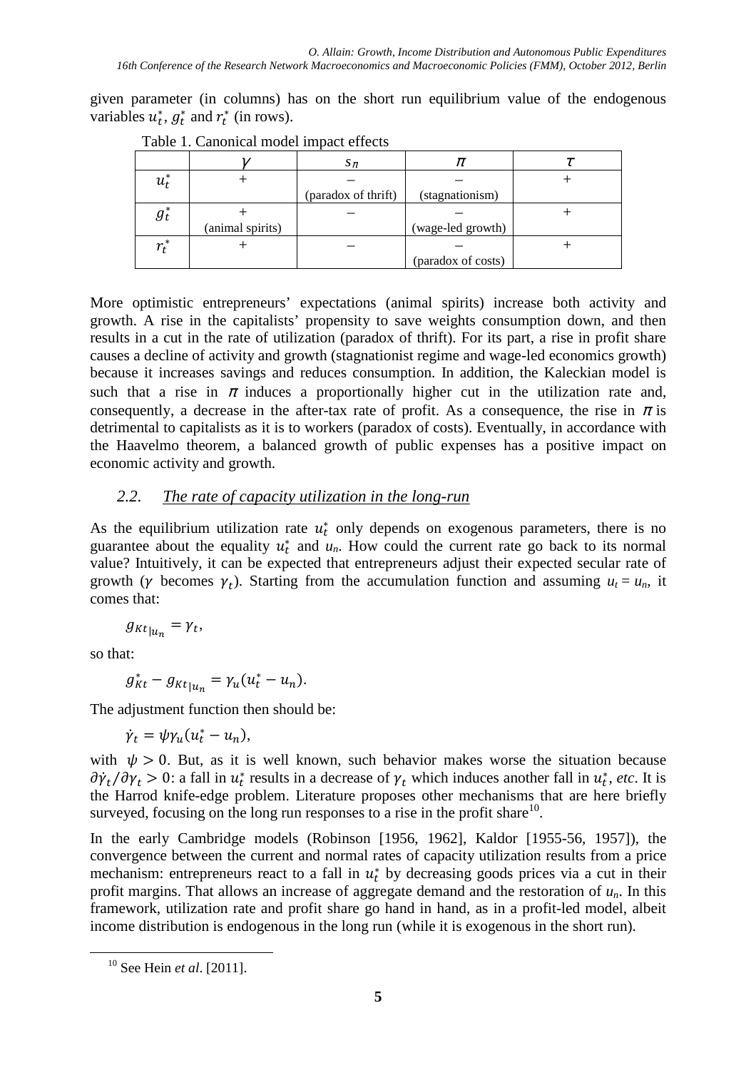given parameter (in columns) has on the short run equilibrium value of the endogenous variables $u_t^*$, $g_t^*$ and $r_t^*$ (in rows).

Table 1. Canonical model impact effects

| | $\gamma$ | $s_\pi$ | $\pi$ | $\tau$ |
|---|---|---|---|---|
| $u_t^*$ | + | – (paradox of thrift) | – (stagnationism) | + |
| $g_t^*$ | + (animal spirits) | – | – (wage-led growth) | + |
| $r_t^*$ | + | – | – (paradox of costs) | + |

More optimistic entrepreneurs' expectations (animal spirits) increase both activity and growth. A rise in the capitalists' propensity to save weights consumption down, and then results in a cut in the rate of utilization (paradox of thrift). For its part, a rise in profit share causes a decline of activity and growth (stagnationist regime and wage-led economics growth) because it increases savings and reduces consumption. In addition, the Kaleckian model is such that a rise in $\pi$ induces a proportionally higher cut in the utilization rate and, consequently, a decrease in the after-tax rate of profit. As a consequence, the rise in $\pi$ is detrimental to capitalists as it is to workers (paradox of costs). Eventually, in accordance with the Haavelmo theorem, a balanced growth of public expenses has a positive impact on economic activity and growth.

## *2.2. The rate of capacity utilization in the long-run*

As the equilibrium utilization rate $u_t^*$ only depends on exogenous parameters, there is no guarantee about the equality $u_t^*$ and $u_n$. How could the current rate go back to its normal value? Intuitively, it can be expected that entrepreneurs adjust their expected secular rate of growth ($\gamma$ becomes $\gamma_t$). Starting from the accumulation function and assuming $u_t = u_n$, it comes that:

$$g_{Kt|u_n} = \gamma_t,$$

so that:

$$g_{Kt}^* - g_{Kt|u_n} = \gamma_u(u_t^* - u_n).$$

The adjustment function then should be:

$$\dot{\gamma}_t = \psi\gamma_u(u_t^* - u_n),$$

with $\psi > 0$. But, as it is well known, such behavior makes worse the situation because $\partial\dot{\gamma}_t/\partial\gamma_t > 0$: a fall in $u_t^*$ results in a decrease of $\gamma_t$ which induces another fall in $u_t^*$, *etc*. It is the Harrod knife-edge problem. Literature proposes other mechanisms that are here briefly surveyed, focusing on the long run responses to a rise in the profit share[10].

In the early Cambridge models (Robinson [1956, 1962], Kaldor [1955-56, 1957]), the convergence between the current and normal rates of capacity utilization results from a price mechanism: entrepreneurs react to a fall in $u_t^*$ by decreasing goods prices via a cut in their profit margins. That allows an increase of aggregate demand and the restoration of $u_n$. In this framework, utilization rate and profit share go hand in hand, as in a profit-led model, albeit income distribution is endogenous in the long run (while it is exogenous in the short run).

[10] See Hein *et al*. [2011].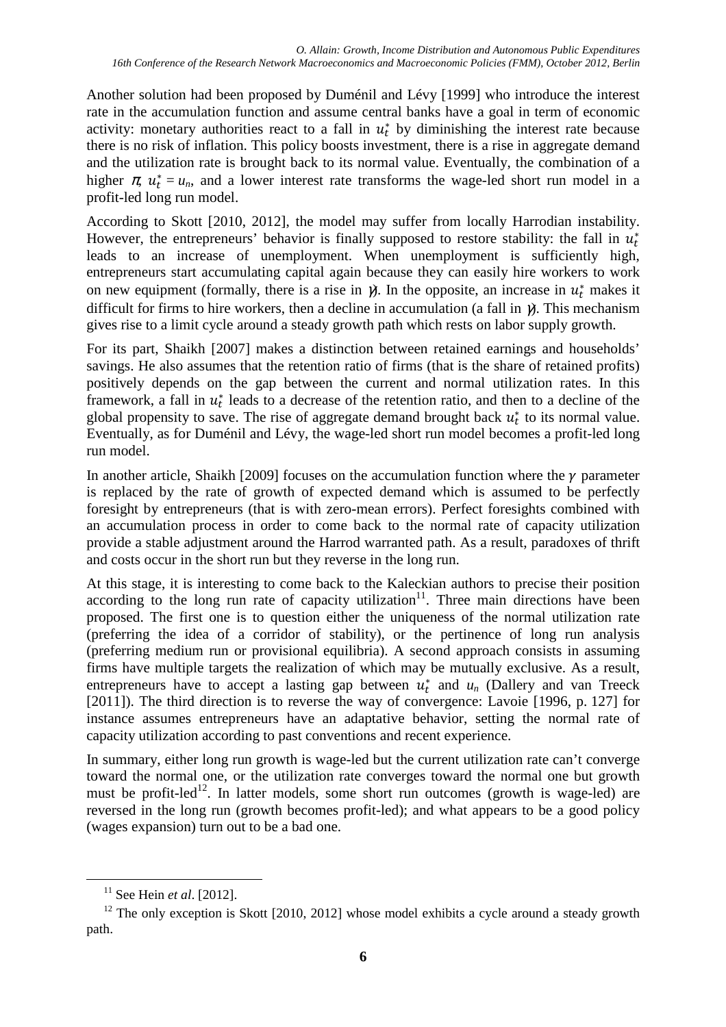Another solution had been proposed by Duménil and Lévy [1999] who introduce the interest rate in the accumulation function and assume central banks have a goal in term of economic activity: monetary authorities react to a fall in $u_t^*$ by diminishing the interest rate because there is no risk of inflation. This policy boosts investment, there is a rise in aggregate demand and the utilization rate is brought back to its normal value. Eventually, the combination of a higher $\pi$, $u_t^* = u_n$, and a lower interest rate transforms the wage-led short run model in a profit-led long run model.

According to Skott [2010, 2012], the model may suffer from locally Harrodian instability. However, the entrepreneurs' behavior is finally supposed to restore stability: the fall in $u_t^*$ leads to an increase of unemployment. When unemployment is sufficiently high, entrepreneurs start accumulating capital again because they can easily hire workers to work on new equipment (formally, there is a rise in $\gamma$). In the opposite, an increase in $u_t^*$ makes it difficult for firms to hire workers, then a decline in accumulation (a fall in $\gamma$). This mechanism gives rise to a limit cycle around a steady growth path which rests on labor supply growth.

For its part, Shaikh [2007] makes a distinction between retained earnings and households' savings. He also assumes that the retention ratio of firms (that is the share of retained profits) positively depends on the gap between the current and normal utilization rates. In this framework, a fall in $u_t^*$ leads to a decrease of the retention ratio, and then to a decline of the global propensity to save. The rise of aggregate demand brought back $u_t^*$ to its normal value. Eventually, as for Duménil and Lévy, the wage-led short run model becomes a profit-led long run model.

In another article, Shaikh [2009] focuses on the accumulation function where the $\gamma$ parameter is replaced by the rate of growth of expected demand which is assumed to be perfectly foresight by entrepreneurs (that is with zero-mean errors). Perfect foresights combined with an accumulation process in order to come back to the normal rate of capacity utilization provide a stable adjustment around the Harrod warranted path. As a result, paradoxes of thrift and costs occur in the short run but they reverse in the long run.

At this stage, it is interesting to come back to the Kaleckian authors to precise their position according to the long run rate of capacity utilization[11]. Three main directions have been proposed. The first one is to question either the uniqueness of the normal utilization rate (preferring the idea of a corridor of stability), or the pertinence of long run analysis (preferring medium run or provisional equilibria). A second approach consists in assuming firms have multiple targets the realization of which may be mutually exclusive. As a result, entrepreneurs have to accept a lasting gap between $u_t^*$ and $u_n$ (Dallery and van Treeck [2011]). The third direction is to reverse the way of convergence: Lavoie [1996, p. 127] for instance assumes entrepreneurs have an adaptative behavior, setting the normal rate of capacity utilization according to past conventions and recent experience.

In summary, either long run growth is wage-led but the current utilization rate can't converge toward the normal one, or the utilization rate converges toward the normal one but growth must be profit-led[12]. In latter models, some short run outcomes (growth is wage-led) are reversed in the long run (growth becomes profit-led); and what appears to be a good policy (wages expansion) turn out to be a bad one.

---

[11] See Hein *et al*. [2012].

[12] The only exception is Skott [2010, 2012] whose model exhibits a cycle around a steady growth path.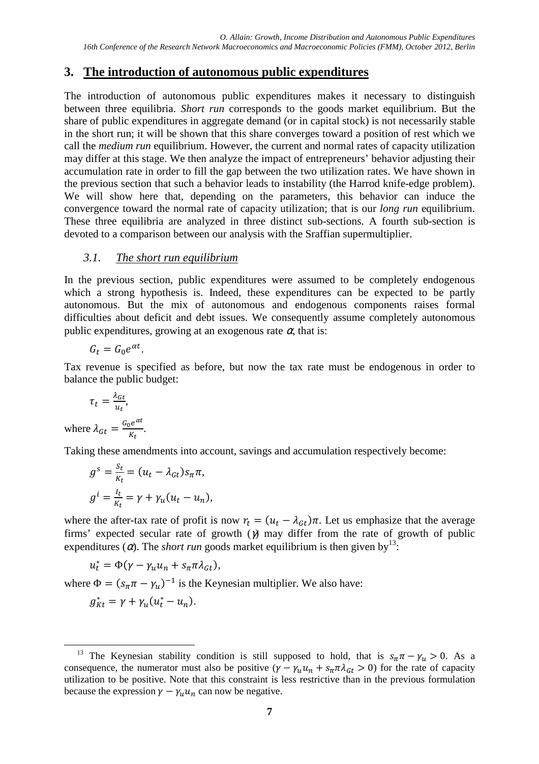## 3. The introduction of autonomous public expenditures

The introduction of autonomous public expenditures makes it necessary to distinguish between three equilibria. *Short run* corresponds to the goods market equilibrium. But the share of public expenditures in aggregate demand (or in capital stock) is not necessarily stable in the short run; it will be shown that this share converges toward a position of rest which we call the *medium run* equilibrium. However, the current and normal rates of capacity utilization may differ at this stage. We then analyze the impact of entrepreneurs' behavior adjusting their accumulation rate in order to fill the gap between the two utilization rates. We have shown in the previous section that such a behavior leads to instability (the Harrod knife-edge problem). We will show here that, depending on the parameters, this behavior can induce the convergence toward the normal rate of capacity utilization; that is our *long run* equilibrium. These three equilibria are analyzed in three distinct sub-sections. A fourth sub-section is devoted to a comparison between our analysis with the Sraffian supermultiplier.

### 3.1. The short run equilibrium

In the previous section, public expenditures were assumed to be completely endogenous which a strong hypothesis is. Indeed, these expenditures can be expected to be partly autonomous. But the mix of autonomous and endogenous components raises formal difficulties about deficit and debt issues. We consequently assume completely autonomous public expenditures, growing at an exogenous rate $\alpha$, that is:

$$G_t = G_0 e^{\alpha t}.$$

Tax revenue is specified as before, but now the tax rate must be endogenous in order to balance the public budget:

$$\tau_t = \frac{\lambda_{Gt}}{u_t},$$

where $\lambda_{Gt} = \frac{G_0 e^{\alpha t}}{K_t}$.

Taking these amendments into account, savings and accumulation respectively become:

$$g^s = \frac{S_t}{K_t} = (u_t - \lambda_{Gt}) s_\pi \pi,$$

$$g^i = \frac{I_t}{K_t} = \gamma + \gamma_u (u_t - u_n),$$

where the after-tax rate of profit is now $r_t = (u_t - \lambda_{Gt})\pi$. Let us emphasize that the average firms' expected secular rate of growth ($\gamma$) may differ from the rate of growth of public expenditures ($\alpha$). The *short run* goods market equilibrium is then given by[13]:

$$u_t^* = \Phi(\gamma - \gamma_u u_n + s_\pi \pi \lambda_{Gt}),$$

where $\Phi = (s_\pi \pi - \gamma_u)^{-1}$ is the Keynesian multiplier. We also have:

$$g_{Kt}^* = \gamma + \gamma_u (u_t^* - u_n).$$

[13] The Keynesian stability condition is still supposed to hold, that is $s_\pi \pi - \gamma_u > 0$. As a consequence, the numerator must also be positive ($\gamma - \gamma_u u_n + s_\pi \pi \lambda_{Gt} > 0$) for the rate of capacity utilization to be positive. Note that this constraint is less restrictive than in the previous formulation because the expression $\gamma - \gamma_u u_n$ can now be negative.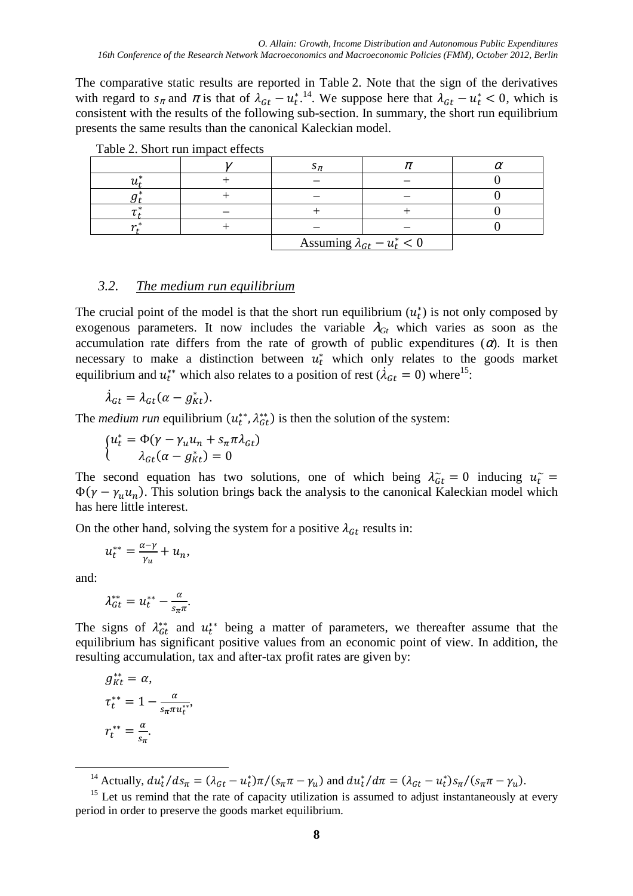The comparative static results are reported in Table 2. Note that the sign of the derivatives with regard to $s_\pi$ and $\pi$ is that of $\lambda_{Gt} - u_t^*$.[14]. We suppose here that $\lambda_{Gt} - u_t^* < 0$, which is consistent with the results of the following sub-section. In summary, the short run equilibrium presents the same results than the canonical Kaleckian model.

Table 2. Short run impact effects

| | $\gamma$ | $s_\pi$ | $\pi$ | $\alpha$ |
|---|---|---|---|---|
| $u_t^*$ | + | – | – | 0 |
| $g_t^*$ | + | – | – | 0 |
| $\tau_t^*$ | – | + | + | 0 |
| $r_t^*$ | + | – | – | 0 |
| | | Assuming $\lambda_{Gt} - u_t^* < 0$ | | |

### *3.2. The medium run equilibrium*

The crucial point of the model is that the short run equilibrium ($u_t^*$) is not only composed by exogenous parameters. It now includes the variable $\lambda_{Gt}$ which varies as soon as the accumulation rate differs from the rate of growth of public expenditures ($\alpha$). It is then necessary to make a distinction between $u_t^*$ which only relates to the goods market equilibrium and $u_t^{**}$ which also relates to a position of rest ($\dot{\lambda}_{Gt} = 0$) where[15]:

$$\dot{\lambda}_{Gt} = \lambda_{Gt}(\alpha - g_{Kt}^*).$$

The *medium run* equilibrium ($u_t^{**}, \lambda_{Gt}^{**}$) is then the solution of the system:

$$\begin{cases} u_t^* = \Phi(\gamma - \gamma_u u_n + s_\pi \pi \lambda_{Gt}) \\ \lambda_{Gt}(\alpha - g_{Kt}^*) = 0 \end{cases}$$

The second equation has two solutions, one of which being $\lambda_{Gt}^{\sim} = 0$ inducing $u_t^{\sim} = \Phi(\gamma - \gamma_u u_n)$. This solution brings back the analysis to the canonical Kaleckian model which has here little interest.

On the other hand, solving the system for a positive $\lambda_{Gt}$ results in:

$$u_t^{**} = \frac{\alpha - \gamma}{\gamma_u} + u_n,$$

and:

$$\lambda_{Gt}^{**} = u_t^{**} - \frac{\alpha}{s_\pi \pi}.$$

The signs of $\lambda_{Gt}^{**}$ and $u_t^{**}$ being a matter of parameters, we thereafter assume that the equilibrium has significant positive values from an economic point of view. In addition, the resulting accumulation, tax and after-tax profit rates are given by:

$$g_{Kt}^{**} = \alpha,$$

$$\tau_t^{**} = 1 - \frac{\alpha}{s_\pi \pi u_t^{**}},$$

$$r_t^{**} = \frac{\alpha}{s_\pi}.$$

---

[14] Actually, $du_t^*/ds_\pi = (\lambda_{Gt} - u_t^*)\pi/(s_\pi \pi - \gamma_u)$ and $du_t^*/d\pi = (\lambda_{Gt} - u_t^*)s_\pi/(s_\pi \pi - \gamma_u)$.

[15] Let us remind that the rate of capacity utilization is assumed to adjust instantaneously at every period in order to preserve the goods market equilibrium.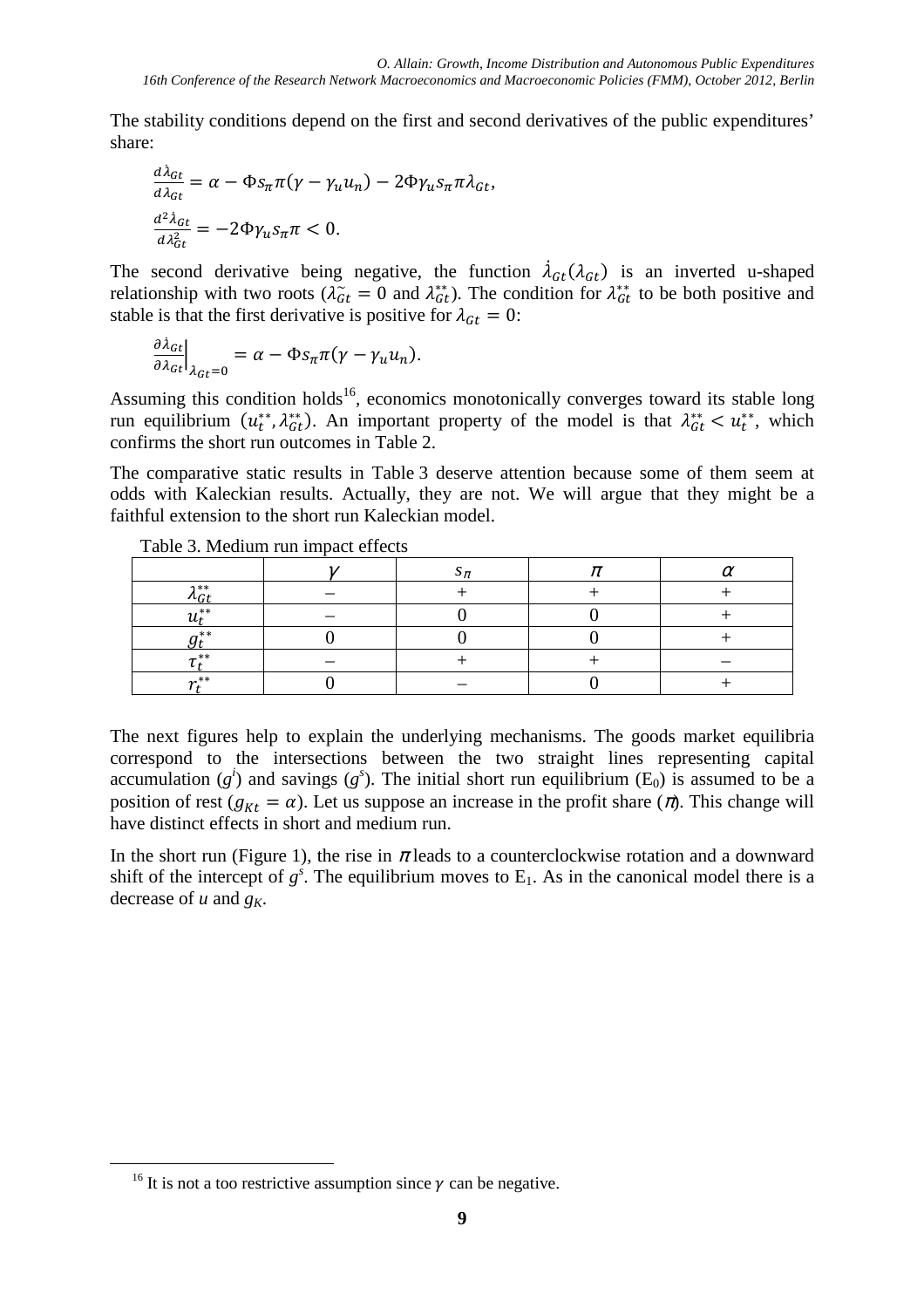The stability conditions depend on the first and second derivatives of the public expenditures' share:

$$\frac{d\dot{\lambda}_{Gt}}{d\lambda_{Gt}} = \alpha - \Phi s_\pi \pi(\gamma - \gamma_u u_n) - 2\Phi\gamma_u s_\pi \pi \lambda_{Gt},$$

$$\frac{d^2\dot{\lambda}_{Gt}}{d\lambda_{Gt}^2} = -2\Phi\gamma_u s_\pi \pi < 0.$$

The second derivative being negative, the function $\dot{\lambda}_{Gt}(\lambda_{Gt})$ is an inverted u-shaped relationship with two roots ($\tilde{\lambda_{Gt}} = 0$ and $\lambda_{Gt}^{**}$). The condition for $\lambda_{Gt}^{**}$ to be both positive and stable is that the first derivative is positive for $\lambda_{Gt} = 0$:

$$\left.\frac{\partial\dot{\lambda}_{Gt}}{\partial\lambda_{Gt}}\right|_{\lambda_{Gt}=0} = \alpha - \Phi s_\pi \pi(\gamma - \gamma_u u_n).$$

Assuming this condition holds[16], economics monotonically converges toward its stable long run equilibrium $(u_t^{**}, \lambda_{Gt}^{**})$. An important property of the model is that $\lambda_{Gt}^{**} < u_t^{**}$, which confirms the short run outcomes in Table 2.

The comparative static results in Table 3 deserve attention because some of them seem at odds with Kaleckian results. Actually, they are not. We will argue that they might be a faithful extension to the short run Kaleckian model.

Table 3. Medium run impact effects

| | $\gamma$ | $s_\pi$ | $\pi$ | $\alpha$ |
|---|---|---|---|---|
| $\lambda_{Gt}^{**}$ | – | + | + | + |
| $u_t^{**}$ | – | 0 | 0 | + |
| $g_t^{**}$ | 0 | 0 | 0 | + |
| $\tau_t^{**}$ | – | + | + | – |
| $r_t^{**}$ | 0 | – | 0 | + |

The next figures help to explain the underlying mechanisms. The goods market equilibria correspond to the intersections between the two straight lines representing capital accumulation ($g^i$) and savings ($g^s$). The initial short run equilibrium ($E_0$) is assumed to be a position of rest ($g_{Kt} = \alpha$). Let us suppose an increase in the profit share ($\pi$). This change will have distinct effects in short and medium run.

In the short run (Figure 1), the rise in $\pi$ leads to a counterclockwise rotation and a downward shift of the intercept of $g^s$. The equilibrium moves to $E_1$. As in the canonical model there is a decrease of $u$ and $g_K$.

[16] It is not a too restrictive assumption since $\gamma$ can be negative.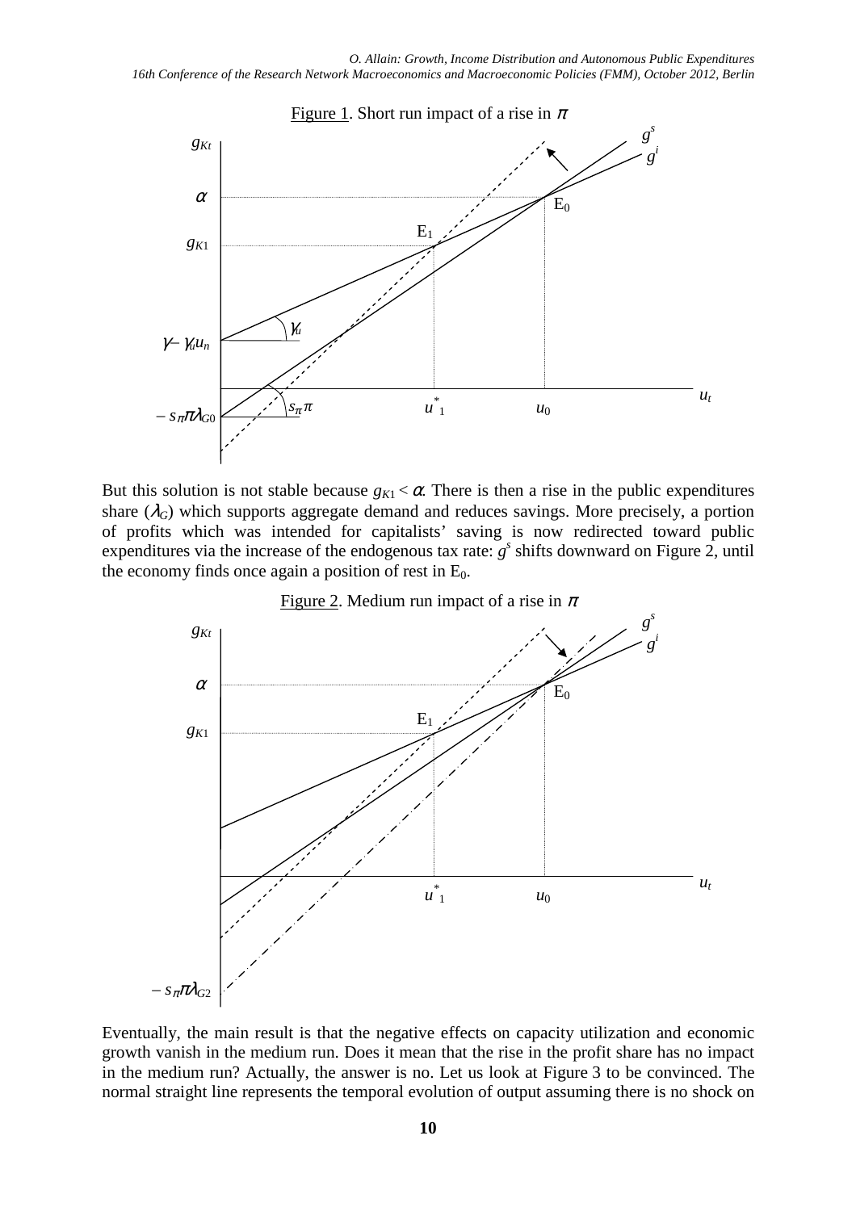Figure 1. Short run impact of a rise in $\pi$

But this solution is not stable because $g_{K1} < \alpha$. There is then a rise in the public expenditures share ($\lambda_G$) which supports aggregate demand and reduces savings. More precisely, a portion of profits which was intended for capitalists' saving is now redirected toward public expenditures via the increase of the endogenous tax rate: $g^s$ shifts downward on Figure 2, until the economy finds once again a position of rest in $E_0$.

Figure 2. Medium run impact of a rise in $\pi$

Eventually, the main result is that the negative effects on capacity utilization and economic growth vanish in the medium run. Does it mean that the rise in the profit share has no impact in the medium run? Actually, the answer is no. Let us look at Figure 3 to be convinced. The normal straight line represents the temporal evolution of output assuming there is no shock on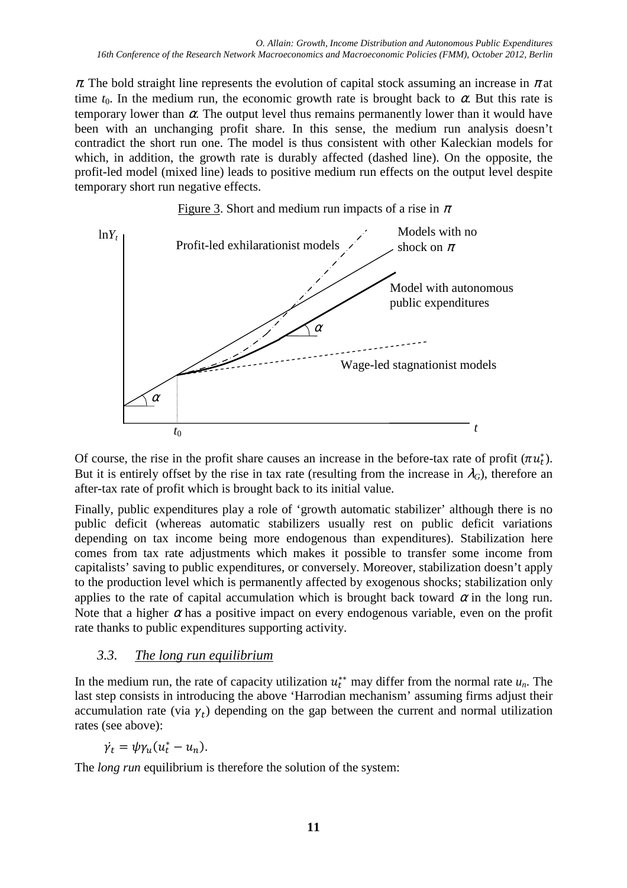$\pi$. The bold straight line represents the evolution of capital stock assuming an increase in $\pi$ at time $t_0$. In the medium run, the economic growth rate is brought back to $\alpha$. But this rate is temporary lower than $\alpha$. The output level thus remains permanently lower than it would have been with an unchanging profit share. In this sense, the medium run analysis doesn't contradict the short run one. The model is thus consistent with other Kaleckian models for which, in addition, the growth rate is durably affected (dashed line). On the opposite, the profit-led model (mixed line) leads to positive medium run effects on the output level despite temporary short run negative effects.

Figure 3. Short and medium run impacts of a rise in $\pi$

Of course, the rise in the profit share causes an increase in the before-tax rate of profit ($\pi u_t^*$). But it is entirely offset by the rise in tax rate (resulting from the increase in $\lambda_G$), therefore an after-tax rate of profit which is brought back to its initial value.

Finally, public expenditures play a role of 'growth automatic stabilizer' although there is no public deficit (whereas automatic stabilizers usually rest on public deficit variations depending on tax income being more endogenous than expenditures). Stabilization here comes from tax rate adjustments which makes it possible to transfer some income from capitalists' saving to public expenditures, or conversely. Moreover, stabilization doesn't apply to the production level which is permanently affected by exogenous shocks; stabilization only applies to the rate of capital accumulation which is brought back toward $\alpha$ in the long run. Note that a higher $\alpha$ has a positive impact on every endogenous variable, even on the profit rate thanks to public expenditures supporting activity.

### 3.3. The long run equilibrium

In the medium run, the rate of capacity utilization $u_t^{**}$ may differ from the normal rate $u_n$. The last step consists in introducing the above 'Harrodian mechanism' assuming firms adjust their accumulation rate (via $\gamma_t$) depending on the gap between the current and normal utilization rates (see above):

$$\dot{\gamma}_t = \psi \gamma_u (u_t^* - u_n).$$

The *long run* equilibrium is therefore the solution of the system: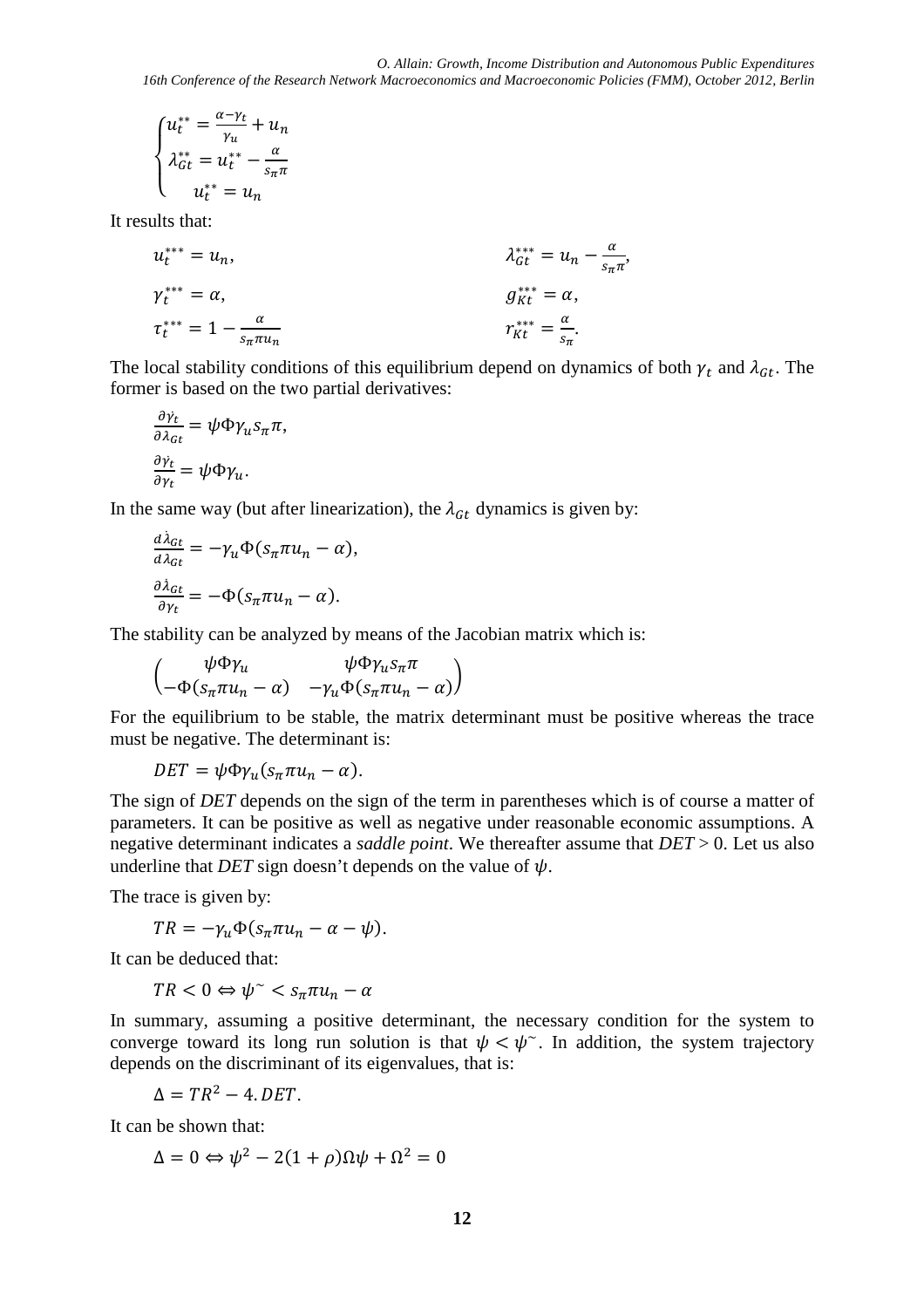$$\begin{cases} u_t^{**} = \frac{\alpha - \gamma_t}{\gamma_u} + u_n \\ \lambda_{Gt}^{**} = u_t^{**} - \frac{\alpha}{s_\pi \pi} \\ \quad u_t^{**} = u_n \end{cases}$$

It results that:

$$u_t^{***} = u_n, \qquad \lambda_{Gt}^{***} = u_n - \frac{\alpha}{s_\pi \pi},$$

$$\gamma_t^{***} = \alpha, \qquad g_{Kt}^{***} = \alpha,$$

$$\tau_t^{***} = 1 - \frac{\alpha}{s_\pi \pi u_n} \qquad r_{Kt}^{***} = \frac{\alpha}{s_\pi}.$$

The local stability conditions of this equilibrium depend on dynamics of both $\gamma_t$ and $\lambda_{Gt}$. The former is based on the two partial derivatives:

$$\frac{\partial \dot{\gamma}_t}{\partial \lambda_{Gt}} = \psi \Phi \gamma_u s_\pi \pi,$$

$$\frac{\partial \dot{\gamma}_t}{\partial \gamma_t} = \psi \Phi \gamma_u.$$

In the same way (but after linearization), the $\lambda_{Gt}$ dynamics is given by:

$$\frac{d\dot{\lambda}_{Gt}}{d\lambda_{Gt}} = -\gamma_u \Phi (s_\pi \pi u_n - \alpha),$$

$$\frac{\partial \dot{\lambda}_{Gt}}{\partial \gamma_t} = -\Phi (s_\pi \pi u_n - \alpha).$$

The stability can be analyzed by means of the Jacobian matrix which is:

$$\begin{pmatrix} \psi \Phi \gamma_u & \psi \Phi \gamma_u s_\pi \pi \\ -\Phi (s_\pi \pi u_n - \alpha) & -\gamma_u \Phi (s_\pi \pi u_n - \alpha) \end{pmatrix}$$

For the equilibrium to be stable, the matrix determinant must be positive whereas the trace must be negative. The determinant is:

$$DET = \psi \Phi \gamma_u (s_\pi \pi u_n - \alpha).$$

The sign of *DET* depends on the sign of the term in parentheses which is of course a matter of parameters. It can be positive as well as negative under reasonable economic assumptions. A negative determinant indicates a *saddle point*. We thereafter assume that *DET* > 0. Let us also underline that *DET* sign doesn't depends on the value of $\psi$.

The trace is given by:

$$TR = -\gamma_u \Phi (s_\pi \pi u_n - \alpha - \psi).$$

It can be deduced that:

$$TR < 0 \Leftrightarrow \psi^{\sim} < s_\pi \pi u_n - \alpha$$

In summary, assuming a positive determinant, the necessary condition for the system to converge toward its long run solution is that $\psi < \psi^{\sim}$. In addition, the system trajectory depends on the discriminant of its eigenvalues, that is:

$$\Delta = TR^2 - 4.DET.$$

It can be shown that:

$$\Delta = 0 \Leftrightarrow \psi^2 - 2(1 + \rho)\Omega \psi + \Omega^2 = 0$$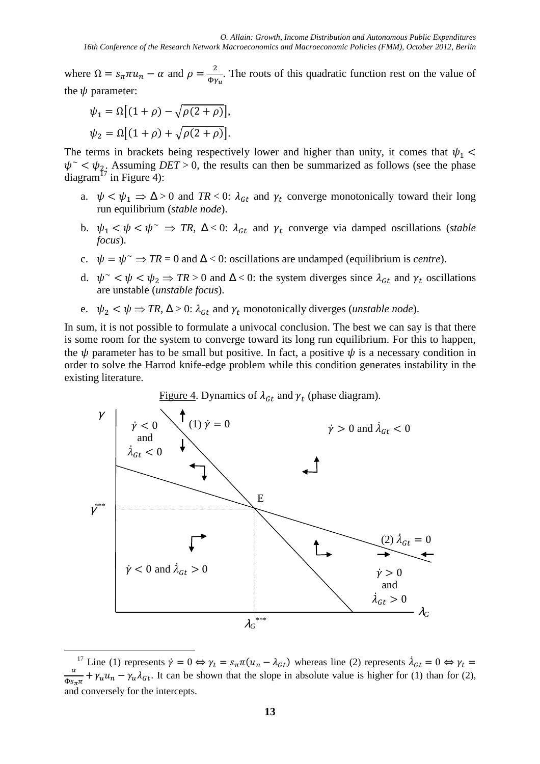where $\Omega = s_\pi \pi u_n - \alpha$ and $\rho = \frac{2}{\Phi \gamma_u}$. The roots of this quadratic function rest on the value of the $\psi$ parameter:

$$\psi_1 = \Omega\left[(1+\rho) - \sqrt{\rho(2+\rho)}\right],$$

$$\psi_2 = \Omega\left[(1+\rho) + \sqrt{\rho(2+\rho)}\right].$$

The terms in brackets being respectively lower and higher than unity, it comes that $\psi_1 < \psi^\sim < \psi_2$. Assuming *DET* > 0, the results can then be summarized as follows (see the phase diagram[17] in Figure 4):

a. $\psi < \psi_1 \Rightarrow \Delta > 0$ and $TR < 0$: $\lambda_{Gt}$ and $\gamma_t$ converge monotonically toward their long run equilibrium (*stable node*).

b. $\psi_1 < \psi < \psi^\sim \Rightarrow TR, \Delta < 0$: $\lambda_{Gt}$ and $\gamma_t$ converge via damped oscillations (*stable focus*).

c. $\psi = \psi^\sim \Rightarrow TR = 0$ and $\Delta < 0$: oscillations are undamped (equilibrium is *centre*).

d. $\psi^\sim < \psi < \psi_2 \Rightarrow TR > 0$ and $\Delta < 0$: the system diverges since $\lambda_{Gt}$ and $\gamma_t$ oscillations are unstable (*unstable focus*).

e. $\psi_2 < \psi \Rightarrow TR, \Delta > 0$: $\lambda_{Gt}$ and $\gamma_t$ monotonically diverges (*unstable node*).

In sum, it is not possible to formulate a univocal conclusion. The best we can say is that there is some room for the system to converge toward its long run equilibrium. For this to happen, the $\psi$ parameter has to be small but positive. In fact, a positive $\psi$ is a necessary condition in order to solve the Harrod knife-edge problem while this condition generates instability in the existing literature.

Figure 4. Dynamics of $\lambda_{Gt}$ and $\gamma_t$ (phase diagram).

[17] Line (1) represents $\dot{\gamma} = 0 \Leftrightarrow \gamma_t = s_\pi \pi (u_n - \lambda_{Gt})$ whereas line (2) represents $\dot{\lambda}_{Gt} = 0 \Leftrightarrow \gamma_t = \frac{\alpha}{\Phi s_\pi \pi} + \gamma_u u_n - \gamma_u \lambda_{Gt}$. It can be shown that the slope in absolute value is higher for (1) than for (2), and conversely for the intercepts.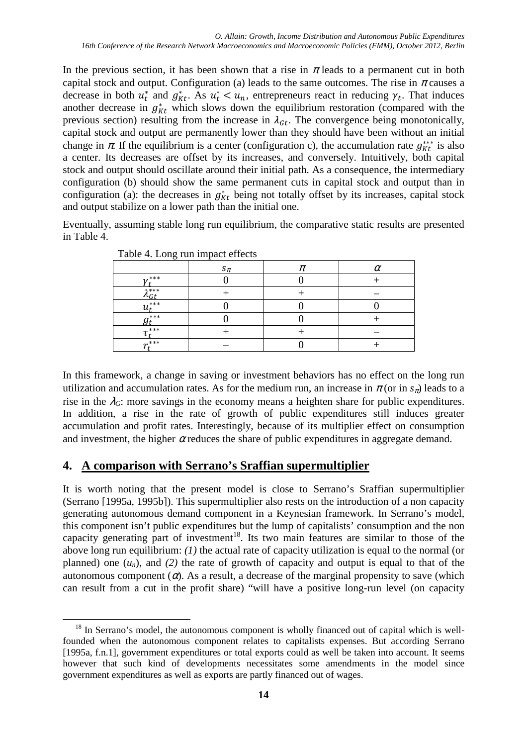In the previous section, it has been shown that a rise in $\pi$ leads to a permanent cut in both capital stock and output. Configuration (a) leads to the same outcomes. The rise in $\pi$ causes a decrease in both $u_t^*$ and $g_{Kt}^*$. As $u_t^* < u_n$, entrepreneurs react in reducing $\gamma_t$. That induces another decrease in $g_{Kt}^*$ which slows down the equilibrium restoration (compared with the previous section) resulting from the increase in $\lambda_{Gt}$. The convergence being monotonically, capital stock and output are permanently lower than they should have been without an initial change in $\pi$. If the equilibrium is a center (configuration c), the accumulation rate $g_{Kt}^{***}$ is also a center. Its decreases are offset by its increases, and conversely. Intuitively, both capital stock and output should oscillate around their initial path. As a consequence, the intermediary configuration (b) should show the same permanent cuts in capital stock and output than in configuration (a): the decreases in $g_{Kt}^*$ being not totally offset by its increases, capital stock and output stabilize on a lower path than the initial one.

Eventually, assuming stable long run equilibrium, the comparative static results are presented in Table 4.

Table 4. Long run impact effects

| | $s_\pi$ | $\pi$ | $\alpha$ |
|---|---|---|---|
| $\gamma_t^{***}$ | 0 | 0 | + |
| $\lambda_{Gt}^{***}$ | + | + | – |
| $u_t^{***}$ | 0 | 0 | 0 |
| $g_t^{***}$ | 0 | 0 | + |
| $\tau_t^{***}$ | + | + | – |
| $r_t^{***}$ | – | 0 | + |

In this framework, a change in saving or investment behaviors has no effect on the long run utilization and accumulation rates. As for the medium run, an increase in $\pi$ (or in $s_\pi$) leads to a rise in the $\lambda_G$: more savings in the economy means a heighten share for public expenditures. In addition, a rise in the rate of growth of public expenditures still induces greater accumulation and profit rates. Interestingly, because of its multiplier effect on consumption and investment, the higher $\alpha$ reduces the share of public expenditures in aggregate demand.

## 4. A comparison with Serrano's Sraffian supermultiplier

It is worth noting that the present model is close to Serrano's Sraffian supermultiplier (Serrano [1995a, 1995b]). This supermultiplier also rests on the introduction of a non capacity generating autonomous demand component in a Keynesian framework. In Serrano's model, this component isn't public expenditures but the lump of capitalists' consumption and the non capacity generating part of investment[18]. Its two main features are similar to those of the above long run equilibrium: *(1)* the actual rate of capacity utilization is equal to the normal (or planned) one ($u_n$), and *(2)* the rate of growth of capacity and output is equal to that of the autonomous component ($\alpha$). As a result, a decrease of the marginal propensity to save (which can result from a cut in the profit share) "will have a positive long-run level (on capacity

[18] In Serrano's model, the autonomous component is wholly financed out of capital which is well-founded when the autonomous component relates to capitalists expenses. But according Serrano [1995a, f.n.1], government expenditures or total exports could as well be taken into account. It seems however that such kind of developments necessitates some amendments in the model since government expenditures as well as exports are partly financed out of wages.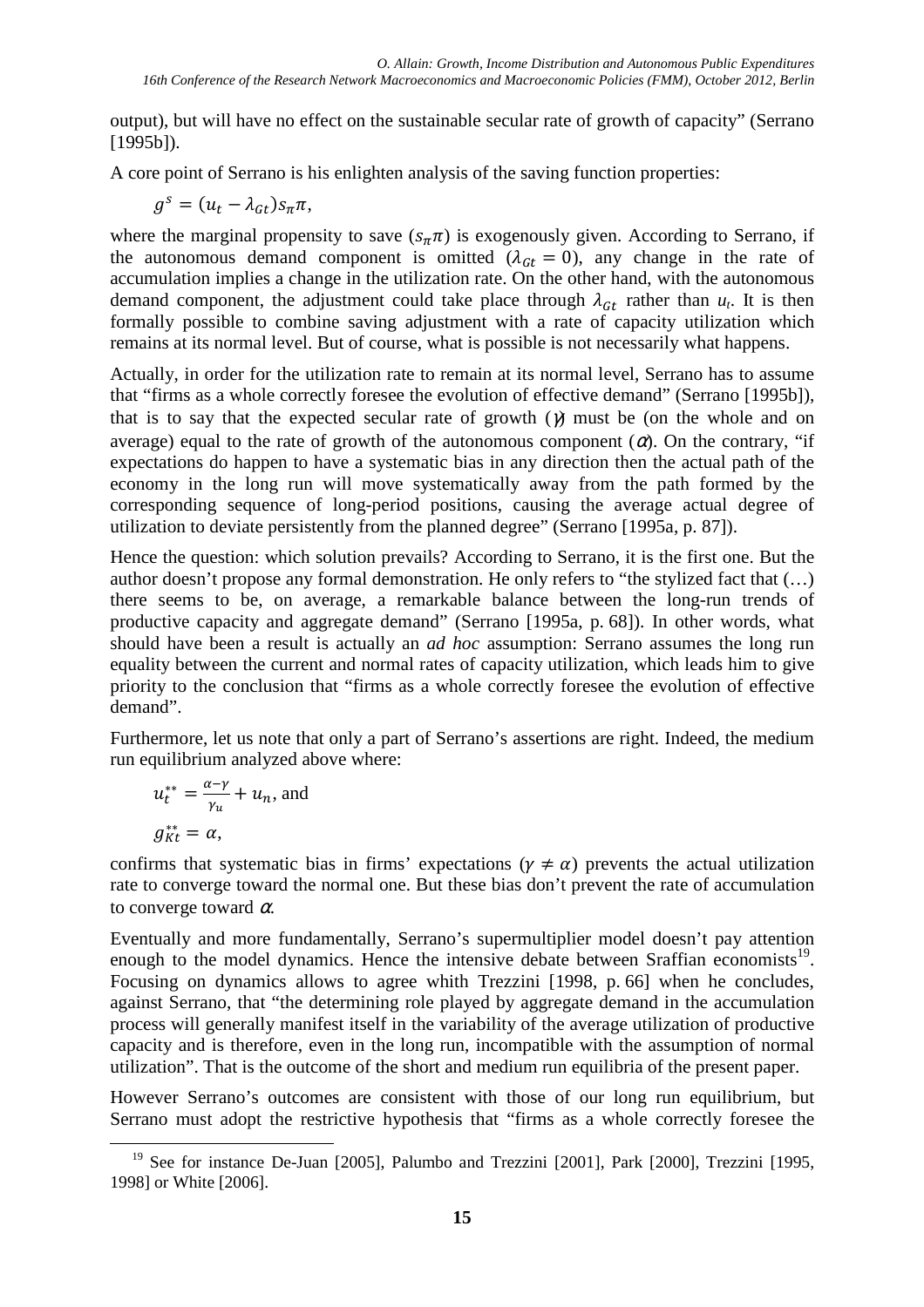output), but will have no effect on the sustainable secular rate of growth of capacity" (Serrano [1995b]).

A core point of Serrano is his enlighten analysis of the saving function properties:

$$g^s = (u_t - \lambda_{Gt}) s_\pi \pi,$$

where the marginal propensity to save ($s_\pi \pi$) is exogenously given. According to Serrano, if the autonomous demand component is omitted ($\lambda_{Gt} = 0$), any change in the rate of accumulation implies a change in the utilization rate. On the other hand, with the autonomous demand component, the adjustment could take place through $\lambda_{Gt}$ rather than $u_t$. It is then formally possible to combine saving adjustment with a rate of capacity utilization which remains at its normal level. But of course, what is possible is not necessarily what happens.

Actually, in order for the utilization rate to remain at its normal level, Serrano has to assume that "firms as a whole correctly foresee the evolution of effective demand" (Serrano [1995b]), that is to say that the expected secular rate of growth ($\gamma$) must be (on the whole and on average) equal to the rate of growth of the autonomous component ($\alpha$). On the contrary, "if expectations do happen to have a systematic bias in any direction then the actual path of the economy in the long run will move systematically away from the path formed by the corresponding sequence of long-period positions, causing the average actual degree of utilization to deviate persistently from the planned degree" (Serrano [1995a, p. 87]).

Hence the question: which solution prevails? According to Serrano, it is the first one. But the author doesn't propose any formal demonstration. He only refers to "the stylized fact that (…) there seems to be, on average, a remarkable balance between the long-run trends of productive capacity and aggregate demand" (Serrano [1995a, p. 68]). In other words, what should have been a result is actually an *ad hoc* assumption: Serrano assumes the long run equality between the current and normal rates of capacity utilization, which leads him to give priority to the conclusion that "firms as a whole correctly foresee the evolution of effective demand".

Furthermore, let us note that only a part of Serrano's assertions are right. Indeed, the medium run equilibrium analyzed above where:

$$u_t^{**} = \frac{\alpha - \gamma}{\gamma_u} + u_n, \text{ and}$$

$$g_{Kt}^{**} = \alpha,$$

confirms that systematic bias in firms' expectations ($\gamma \neq \alpha$) prevents the actual utilization rate to converge toward the normal one. But these bias don't prevent the rate of accumulation to converge toward $\alpha$.

Eventually and more fundamentally, Serrano's supermultiplier model doesn't pay attention enough to the model dynamics. Hence the intensive debate between Sraffian economists[19]. Focusing on dynamics allows to agree whith Trezzini [1998, p. 66] when he concludes, against Serrano, that "the determining role played by aggregate demand in the accumulation process will generally manifest itself in the variability of the average utilization of productive capacity and is therefore, even in the long run, incompatible with the assumption of normal utilization". That is the outcome of the short and medium run equilibria of the present paper.

However Serrano's outcomes are consistent with those of our long run equilibrium, but Serrano must adopt the restrictive hypothesis that "firms as a whole correctly foresee the

[19] See for instance De-Juan [2005], Palumbo and Trezzini [2001], Park [2000], Trezzini [1995, 1998] or White [2006].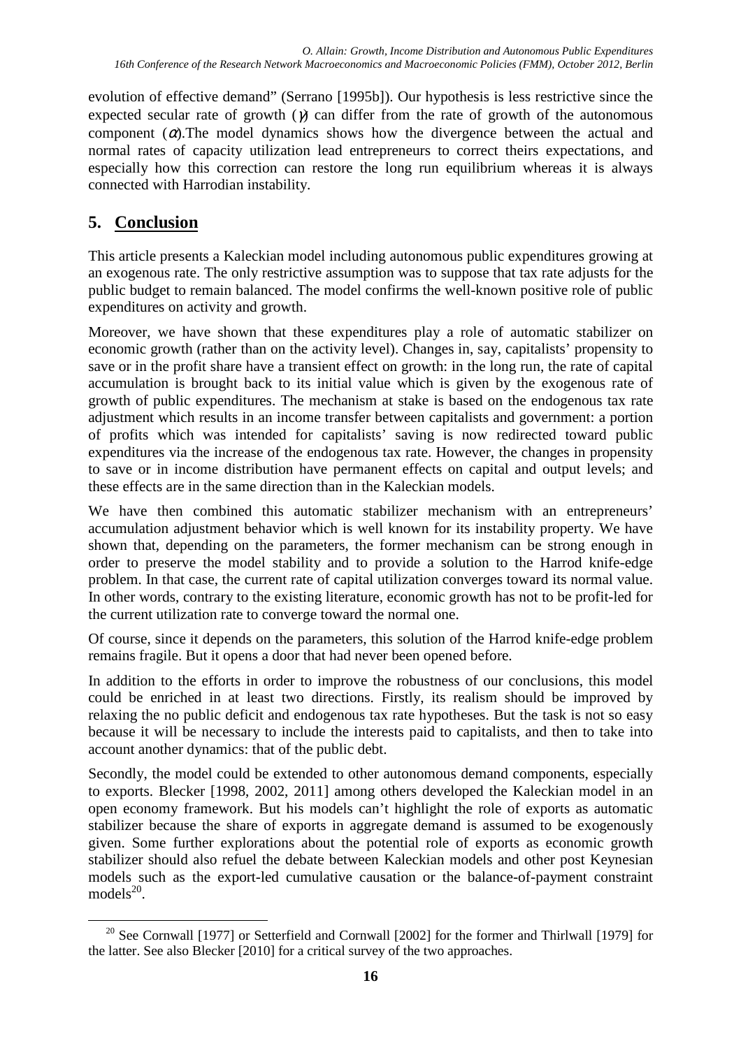evolution of effective demand" (Serrano [1995b]). Our hypothesis is less restrictive since the expected secular rate of growth ($\gamma$) can differ from the rate of growth of the autonomous component ($\alpha$).The model dynamics shows how the divergence between the actual and normal rates of capacity utilization lead entrepreneurs to correct theirs expectations, and especially how this correction can restore the long run equilibrium whereas it is always connected with Harrodian instability.

## 5. Conclusion

This article presents a Kaleckian model including autonomous public expenditures growing at an exogenous rate. The only restrictive assumption was to suppose that tax rate adjusts for the public budget to remain balanced. The model confirms the well-known positive role of public expenditures on activity and growth.

Moreover, we have shown that these expenditures play a role of automatic stabilizer on economic growth (rather than on the activity level). Changes in, say, capitalists' propensity to save or in the profit share have a transient effect on growth: in the long run, the rate of capital accumulation is brought back to its initial value which is given by the exogenous rate of growth of public expenditures. The mechanism at stake is based on the endogenous tax rate adjustment which results in an income transfer between capitalists and government: a portion of profits which was intended for capitalists' saving is now redirected toward public expenditures via the increase of the endogenous tax rate. However, the changes in propensity to save or in income distribution have permanent effects on capital and output levels; and these effects are in the same direction than in the Kaleckian models.

We have then combined this automatic stabilizer mechanism with an entrepreneurs' accumulation adjustment behavior which is well known for its instability property. We have shown that, depending on the parameters, the former mechanism can be strong enough in order to preserve the model stability and to provide a solution to the Harrod knife-edge problem. In that case, the current rate of capital utilization converges toward its normal value. In other words, contrary to the existing literature, economic growth has not to be profit-led for the current utilization rate to converge toward the normal one.

Of course, since it depends on the parameters, this solution of the Harrod knife-edge problem remains fragile. But it opens a door that had never been opened before.

In addition to the efforts in order to improve the robustness of our conclusions, this model could be enriched in at least two directions. Firstly, its realism should be improved by relaxing the no public deficit and endogenous tax rate hypotheses. But the task is not so easy because it will be necessary to include the interests paid to capitalists, and then to take into account another dynamics: that of the public debt.

Secondly, the model could be extended to other autonomous demand components, especially to exports. Blecker [1998, 2002, 2011] among others developed the Kaleckian model in an open economy framework. But his models can't highlight the role of exports as automatic stabilizer because the share of exports in aggregate demand is assumed to be exogenously given. Some further explorations about the potential role of exports as economic growth stabilizer should also refuel the debate between Kaleckian models and other post Keynesian models such as the export-led cumulative causation or the balance-of-payment constraint models[20].

[20] See Cornwall [1977] or Setterfield and Cornwall [2002] for the former and Thirlwall [1979] for the latter. See also Blecker [2010] for a critical survey of the two approaches.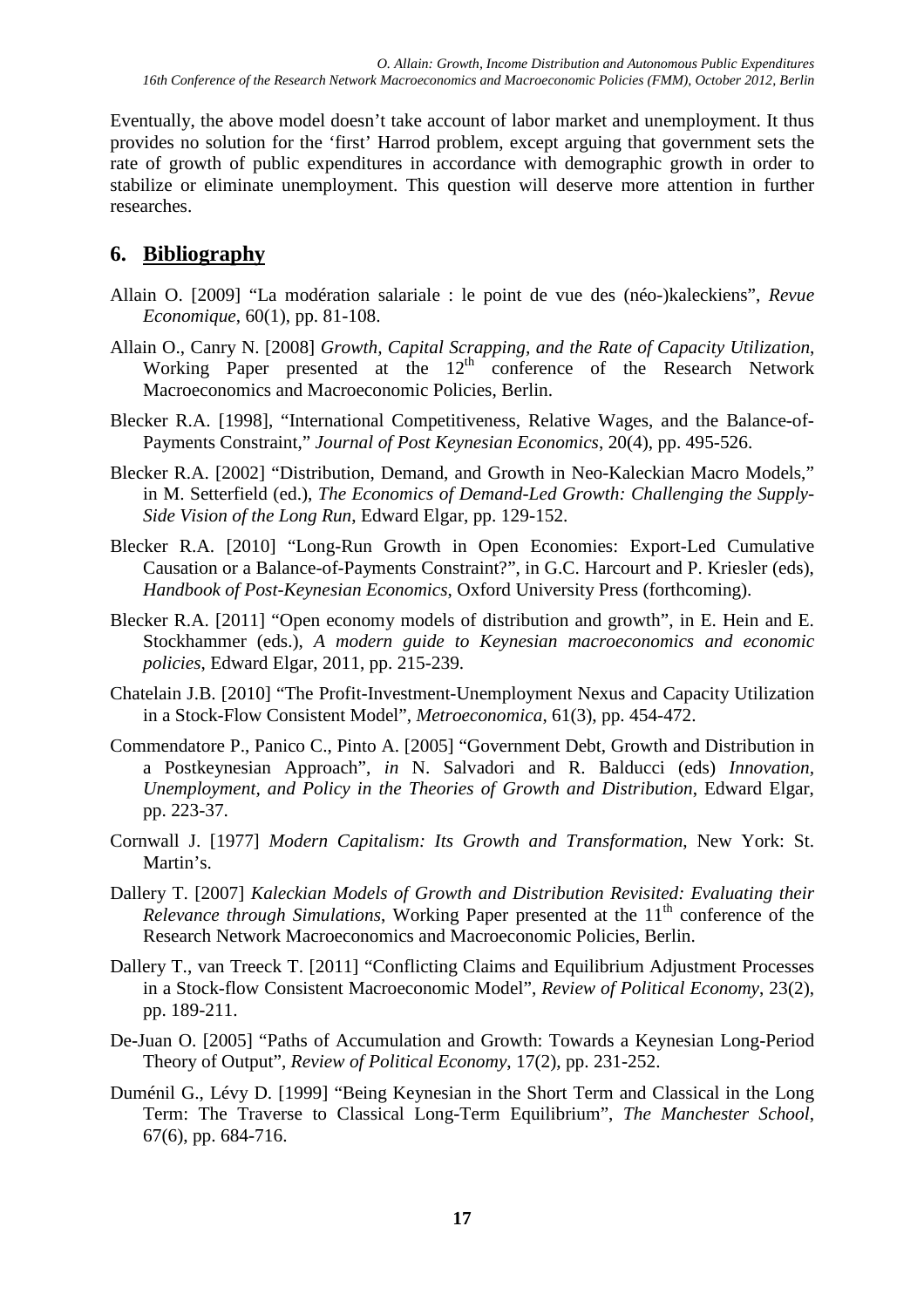Eventually, the above model doesn't take account of labor market and unemployment. It thus provides no solution for the 'first' Harrod problem, except arguing that government sets the rate of growth of public expenditures in accordance with demographic growth in order to stabilize or eliminate unemployment. This question will deserve more attention in further researches.

## 6. Bibliography

Allain O. [2009] "La modération salariale : le point de vue des (néo-)kaleckiens", *Revue Economique*, 60(1), pp. 81-108.

Allain O., Canry N. [2008] *Growth, Capital Scrapping, and the Rate of Capacity Utilization*, Working Paper presented at the 12th conference of the Research Network Macroeconomics and Macroeconomic Policies, Berlin.

Blecker R.A. [1998], "International Competitiveness, Relative Wages, and the Balance-of-Payments Constraint," *Journal of Post Keynesian Economics*, 20(4), pp. 495-526.

Blecker R.A. [2002] "Distribution, Demand, and Growth in Neo-Kaleckian Macro Models," in M. Setterfield (ed.), *The Economics of Demand-Led Growth: Challenging the Supply-Side Vision of the Long Run*, Edward Elgar, pp. 129-152.

Blecker R.A. [2010] "Long-Run Growth in Open Economies: Export-Led Cumulative Causation or a Balance-of-Payments Constraint?", in G.C. Harcourt and P. Kriesler (eds), *Handbook of Post-Keynesian Economics*, Oxford University Press (forthcoming).

Blecker R.A. [2011] "Open economy models of distribution and growth", in E. Hein and E. Stockhammer (eds.), *A modern guide to Keynesian macroeconomics and economic policies*, Edward Elgar, 2011, pp. 215-239.

Chatelain J.B. [2010] "The Profit-Investment-Unemployment Nexus and Capacity Utilization in a Stock-Flow Consistent Model", *Metroeconomica*, 61(3), pp. 454-472.

Commendatore P., Panico C., Pinto A. [2005] "Government Debt, Growth and Distribution in a Postkeynesian Approach", *in* N. Salvadori and R. Balducci (eds) *Innovation, Unemployment, and Policy in the Theories of Growth and Distribution*, Edward Elgar, pp. 223-37.

Cornwall J. [1977] *Modern Capitalism: Its Growth and Transformation*, New York: St. Martin's.

Dallery T. [2007] *Kaleckian Models of Growth and Distribution Revisited: Evaluating their Relevance through Simulations*, Working Paper presented at the 11th conference of the Research Network Macroeconomics and Macroeconomic Policies, Berlin.

Dallery T., van Treeck T. [2011] "Conflicting Claims and Equilibrium Adjustment Processes in a Stock-flow Consistent Macroeconomic Model", *Review of Political Economy*, 23(2), pp. 189-211.

De-Juan O. [2005] "Paths of Accumulation and Growth: Towards a Keynesian Long-Period Theory of Output", *Review of Political Economy*, 17(2), pp. 231-252.

Duménil G., Lévy D. [1999] "Being Keynesian in the Short Term and Classical in the Long Term: The Traverse to Classical Long-Term Equilibrium", *The Manchester School*, 67(6), pp. 684-716.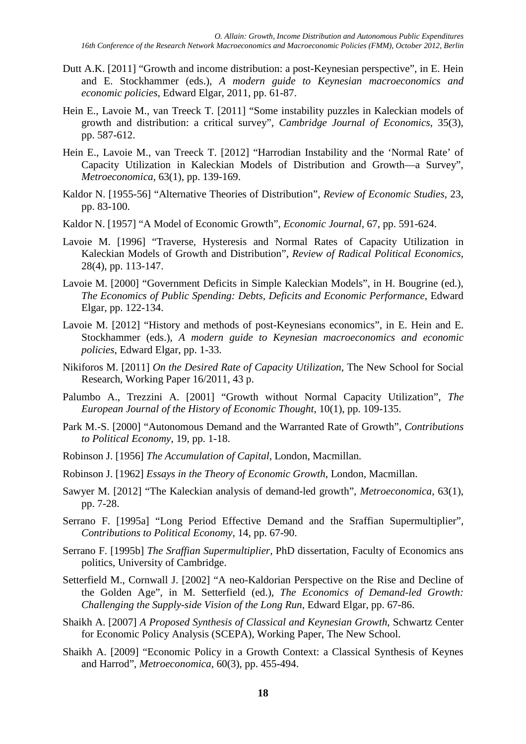Dutt A.K. [2011] "Growth and income distribution: a post-Keynesian perspective", in E. Hein and E. Stockhammer (eds.), *A modern guide to Keynesian macroeconomics and economic policies*, Edward Elgar, 2011, pp. 61-87.

Hein E., Lavoie M., van Treeck T. [2011] "Some instability puzzles in Kaleckian models of growth and distribution: a critical survey", *Cambridge Journal of Economics*, 35(3), pp. 587-612.

Hein E., Lavoie M., van Treeck T. [2012] "Harrodian Instability and the 'Normal Rate' of Capacity Utilization in Kaleckian Models of Distribution and Growth—a Survey", *Metroeconomica*, 63(1), pp. 139-169.

Kaldor N. [1955-56] "Alternative Theories of Distribution", *Review of Economic Studies*, 23, pp. 83-100.

Kaldor N. [1957] "A Model of Economic Growth", *Economic Journal*, 67, pp. 591-624.

Lavoie M. [1996] "Traverse, Hysteresis and Normal Rates of Capacity Utilization in Kaleckian Models of Growth and Distribution", *Review of Radical Political Economics*, 28(4), pp. 113-147.

Lavoie M. [2000] "Government Deficits in Simple Kaleckian Models", in H. Bougrine (ed.), *The Economics of Public Spending: Debts, Deficits and Economic Performance*, Edward Elgar, pp. 122-134.

Lavoie M. [2012] "History and methods of post-Keynesians economics", in E. Hein and E. Stockhammer (eds.), *A modern guide to Keynesian macroeconomics and economic policies*, Edward Elgar, pp. 1-33.

Nikiforos M. [2011] *On the Desired Rate of Capacity Utilization*, The New School for Social Research, Working Paper 16/2011, 43 p.

Palumbo A., Trezzini A. [2001] "Growth without Normal Capacity Utilization", *The European Journal of the History of Economic Thought*, 10(1), pp. 109-135.

Park M.-S. [2000] "Autonomous Demand and the Warranted Rate of Growth", *Contributions to Political Economy*, 19, pp. 1-18.

Robinson J. [1956] *The Accumulation of Capital*, London, Macmillan.

Robinson J. [1962] *Essays in the Theory of Economic Growth*, London, Macmillan.

Sawyer M. [2012] "The Kaleckian analysis of demand-led growth", *Metroeconomica*, 63(1), pp. 7-28.

Serrano F. [1995a] "Long Period Effective Demand and the Sraffian Supermultiplier", *Contributions to Political Economy*, 14, pp. 67-90.

Serrano F. [1995b] *The Sraffian Supermultiplier*, PhD dissertation, Faculty of Economics ans politics, University of Cambridge.

Setterfield M., Cornwall J. [2002] "A neo-Kaldorian Perspective on the Rise and Decline of the Golden Age", in M. Setterfield (ed.), *The Economics of Demand-led Growth: Challenging the Supply-side Vision of the Long Run*, Edward Elgar, pp. 67-86.

Shaikh A. [2007] *A Proposed Synthesis of Classical and Keynesian Growth*, Schwartz Center for Economic Policy Analysis (SCEPA), Working Paper, The New School.

Shaikh A. [2009] "Economic Policy in a Growth Context: a Classical Synthesis of Keynes and Harrod", *Metroeconomica*, 60(3), pp. 455-494.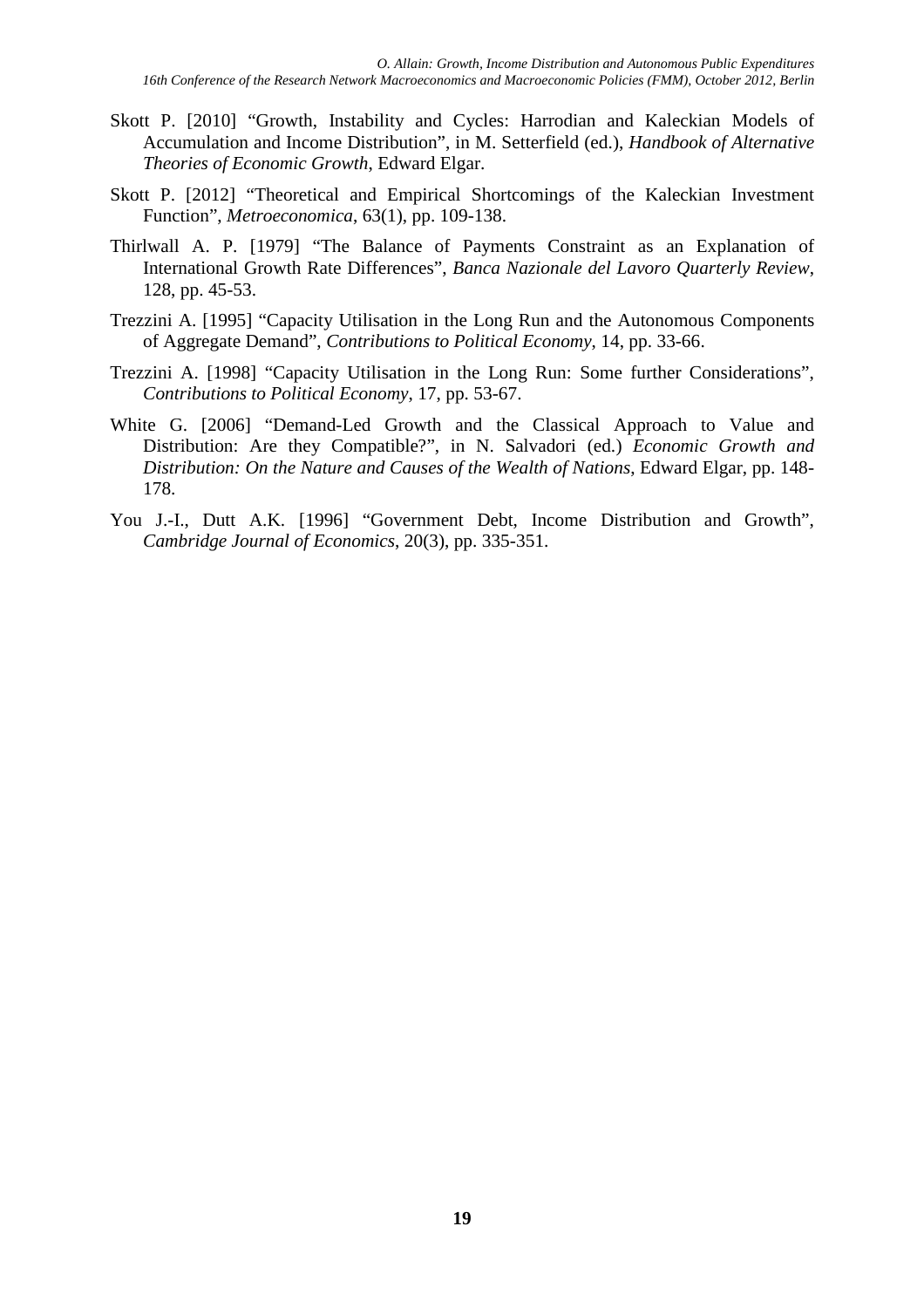Skott P. [2010] "Growth, Instability and Cycles: Harrodian and Kaleckian Models of Accumulation and Income Distribution", in M. Setterfield (ed.), *Handbook of Alternative Theories of Economic Growth*, Edward Elgar.

Skott P. [2012] "Theoretical and Empirical Shortcomings of the Kaleckian Investment Function", *Metroeconomica*, 63(1), pp. 109-138.

Thirlwall A. P. [1979] "The Balance of Payments Constraint as an Explanation of International Growth Rate Differences", *Banca Nazionale del Lavoro Quarterly Review*, 128, pp. 45-53.

Trezzini A. [1995] "Capacity Utilisation in the Long Run and the Autonomous Components of Aggregate Demand", *Contributions to Political Economy*, 14, pp. 33-66.

Trezzini A. [1998] "Capacity Utilisation in the Long Run: Some further Considerations", *Contributions to Political Economy*, 17, pp. 53-67.

White G. [2006] "Demand-Led Growth and the Classical Approach to Value and Distribution: Are they Compatible?", in N. Salvadori (ed.) *Economic Growth and Distribution: On the Nature and Causes of the Wealth of Nations*, Edward Elgar, pp. 148-178.

You J.-I., Dutt A.K. [1996] "Government Debt, Income Distribution and Growth", *Cambridge Journal of Economics*, 20(3), pp. 335-351.